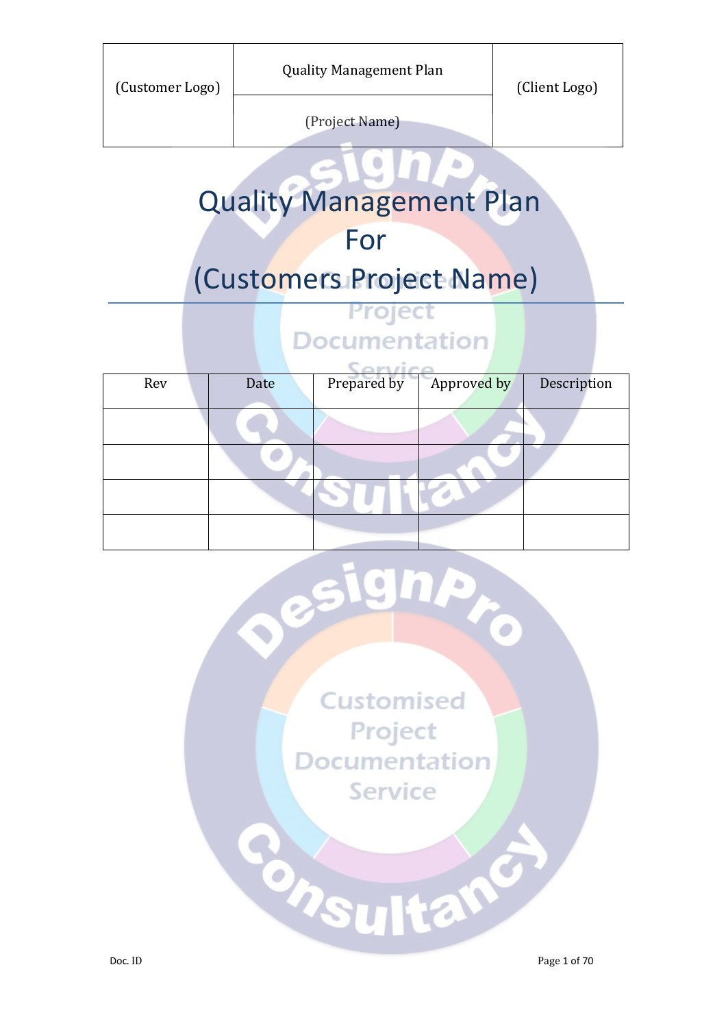| (Customer Logo) | Quality Management Plan | (Client Logo) |
|---|---|---|
| | (Project Name) | |

# Quality Management Plan For (Customers Project Name)

| Rev | Date | Prepared by | Approved by | Description |
|---|---|---|---|---|
| | | | | |
| | | | | |
| | | | | |
| | | | | |

Doc. ID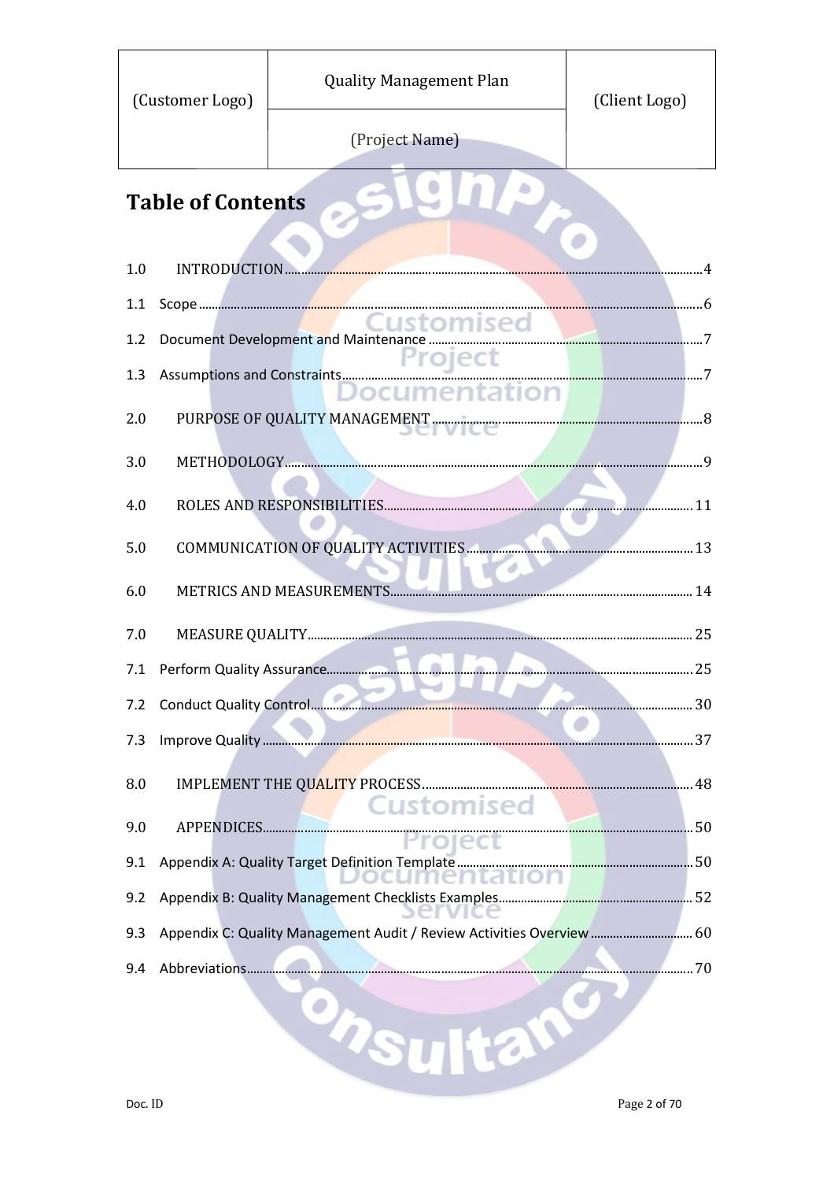| (Customer Logo) | Quality Management Plan | (Client Logo) |
| --- | --- | --- |
| | (Project Name) | |

# Table of Contents

1.0 INTRODUCTION .... 4

1.1 Scope .... 6

1.2 Document Development and Maintenance .... 7

1.3 Assumptions and Constraints .... 7

2.0 PURPOSE OF QUALITY MANAGEMENT .... 8

3.0 METHODOLOGY .... 9

4.0 ROLES AND RESPONSIBILITIES .... 11

5.0 COMMUNICATION OF QUALITY ACTIVITIES .... 13

6.0 METRICS AND MEASUREMENTS .... 14

7.0 MEASURE QUALITY .... 25

7.1 Perform Quality Assurance .... 25

7.2 Conduct Quality Control .... 30

7.3 Improve Quality .... 37

8.0 IMPLEMENT THE QUALITY PROCESS .... 48

9.0 APPENDICES .... 50

9.1 Appendix A: Quality Target Definition Template .... 50

9.2 Appendix B: Quality Management Checklists Examples .... 52

9.3 Appendix C: Quality Management Audit / Review Activities Overview .... 60

9.4 Abbreviations .... 70

Doc. ID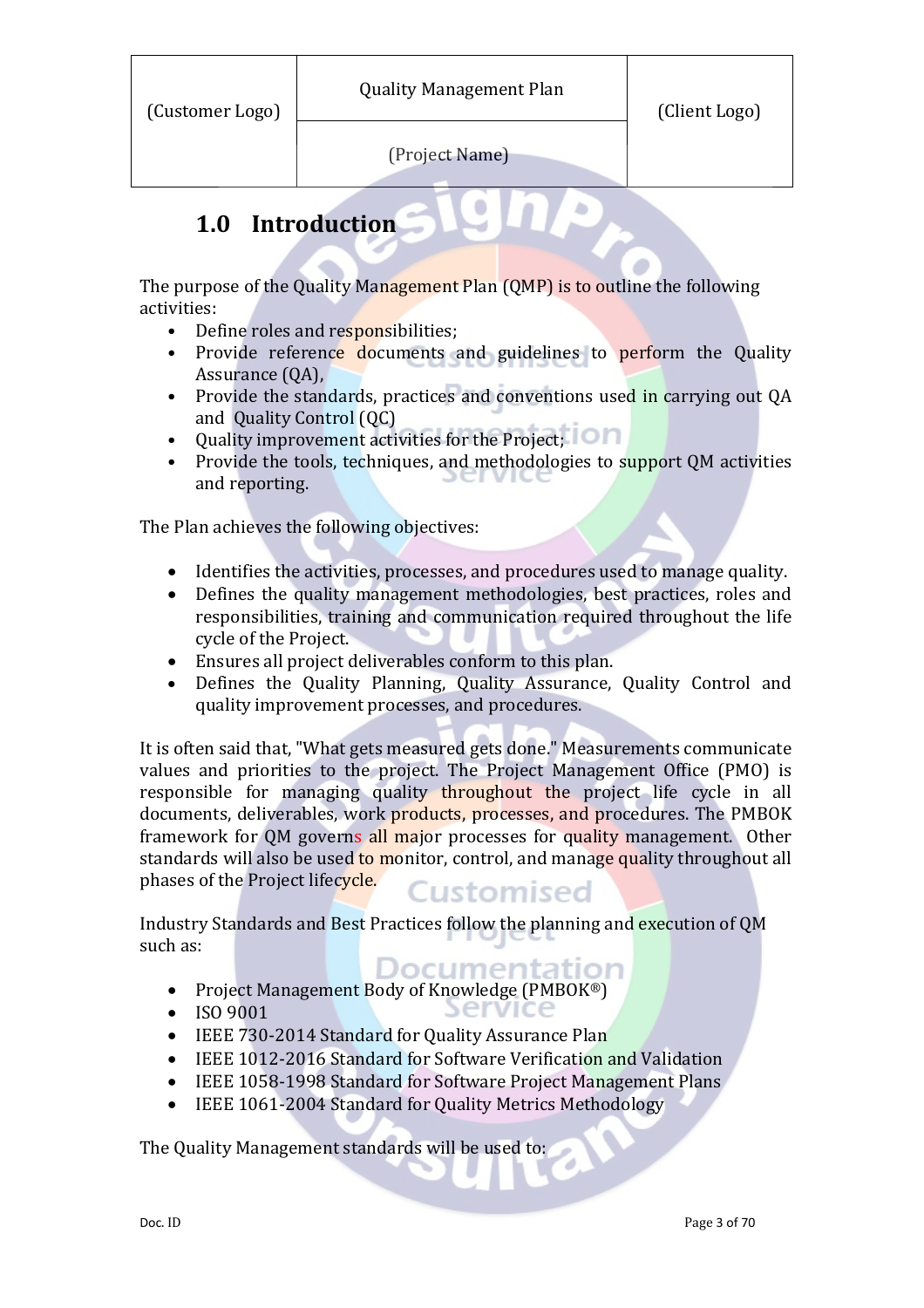## 1.0 Introduction

The purpose of the Quality Management Plan (QMP) is to outline the following activities:

- Define roles and responsibilities;
- Provide reference documents and guidelines to perform the Quality Assurance (QA),
- Provide the standards, practices and conventions used in carrying out QA and Quality Control (QC)
- Quality improvement activities for the Project;
- Provide the tools, techniques, and methodologies to support QM activities and reporting.

The Plan achieves the following objectives:

- Identifies the activities, processes, and procedures used to manage quality.
- Defines the quality management methodologies, best practices, roles and responsibilities, training and communication required throughout the life cycle of the Project.
- Ensures all project deliverables conform to this plan.
- Defines the Quality Planning, Quality Assurance, Quality Control and quality improvement processes, and procedures.

It is often said that, "What gets measured gets done." Measurements communicate values and priorities to the project. The Project Management Office (PMO) is responsible for managing quality throughout the project life cycle in all documents, deliverables, work products, processes, and procedures. The PMBOK framework for QM governs all major processes for quality management. Other standards will also be used to monitor, control, and manage quality throughout all phases of the Project lifecycle.

Industry Standards and Best Practices follow the planning and execution of QM such as:

- Project Management Body of Knowledge (PMBOK®)
- ISO 9001
- IEEE 730-2014 Standard for Quality Assurance Plan
- IEEE 1012-2016 Standard for Software Verification and Validation
- IEEE 1058-1998 Standard for Software Project Management Plans
- IEEE 1061-2004 Standard for Quality Metrics Methodology

The Quality Management standards will be used to: